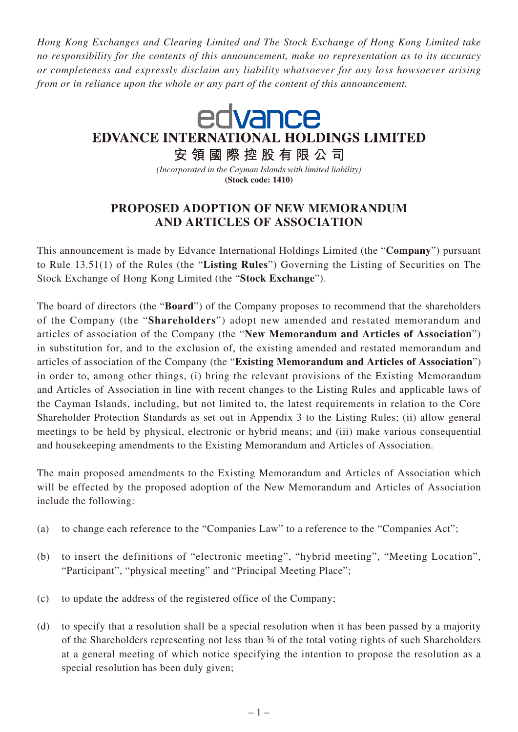*Hong Kong Exchanges and Clearing Limited and The Stock Exchange of Hong Kong Limited take no responsibility for the contents of this announcement, make no representation as to its accuracy or completeness and expressly disclaim any liability whatsoever for any loss howsoever arising from or in reliance upon the whole or any part of the content of this announcement.*

edvance

# EDVANCE INTERNATIONAL HOLDINGS LIMITED

# 安領國際控股有限公司

*(Incorporated in the Cayman Islands with limited liability)*

**(Stock code: 1410)**

## PROPOSED ADOPTION OF NEW MEMORANDUM AND ARTICLES OF ASSOCIATION

This announcement is made by Edvance International Holdings Limited (the "**Company**") pursuant to Rule 13.51(1) of the Rules (the "**Listing Rules**") Governing the Listing of Securities on The Stock Exchange of Hong Kong Limited (the "**Stock Exchange**").

The board of directors (the "**Board**") of the Company proposes to recommend that the shareholders of the Company (the "**Shareholders**") adopt new amended and restated memorandum and articles of association of the Company (the "**New Memorandum and Articles of Association**") in substitution for, and to the exclusion of, the existing amended and restated memorandum and articles of association of the Company (the "**Existing Memorandum and Articles of Association**") in order to, among other things, (i) bring the relevant provisions of the Existing Memorandum and Articles of Association in line with recent changes to the Listing Rules and applicable laws of the Cayman Islands, including, but not limited to, the latest requirements in relation to the Core Shareholder Protection Standards as set out in Appendix 3 to the Listing Rules; (ii) allow general meetings to be held by physical, electronic or hybrid means; and (iii) make various consequential and housekeeping amendments to the Existing Memorandum and Articles of Association.

The main proposed amendments to the Existing Memorandum and Articles of Association which will be effected by the proposed adoption of the New Memorandum and Articles of Association include the following:

(a) to change each reference to the "Companies Law" to a reference to the "Companies Act";

(b) to insert the definitions of "electronic meeting", "hybrid meeting", "Meeting Location", "Participant", "physical meeting" and "Principal Meeting Place";

(c) to update the address of the registered office of the Company;

(d) to specify that a resolution shall be a special resolution when it has been passed by a majority of the Shareholders representing not less than ¾ of the total voting rights of such Shareholders at a general meeting of which notice specifying the intention to propose the resolution as a special resolution has been duly given;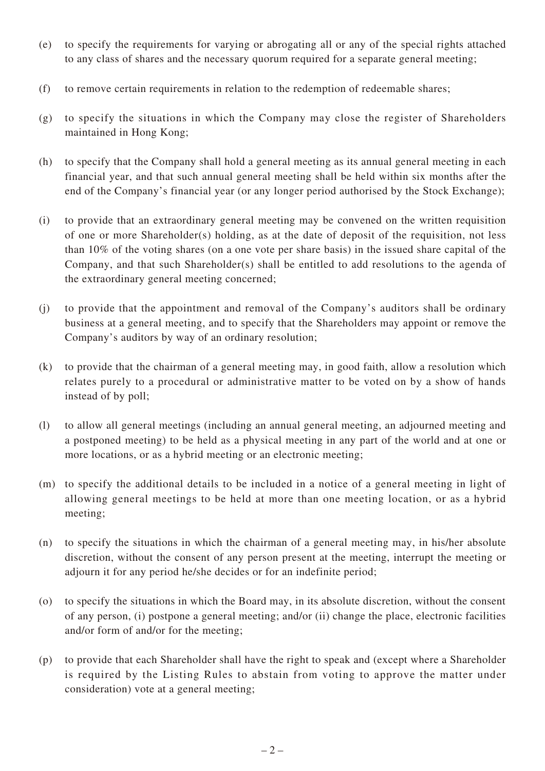(e) to specify the requirements for varying or abrogating all or any of the special rights attached to any class of shares and the necessary quorum required for a separate general meeting;

(f) to remove certain requirements in relation to the redemption of redeemable shares;

(g) to specify the situations in which the Company may close the register of Shareholders maintained in Hong Kong;

(h) to specify that the Company shall hold a general meeting as its annual general meeting in each financial year, and that such annual general meeting shall be held within six months after the end of the Company's financial year (or any longer period authorised by the Stock Exchange);

(i) to provide that an extraordinary general meeting may be convened on the written requisition of one or more Shareholder(s) holding, as at the date of deposit of the requisition, not less than 10% of the voting shares (on a one vote per share basis) in the issued share capital of the Company, and that such Shareholder(s) shall be entitled to add resolutions to the agenda of the extraordinary general meeting concerned;

(j) to provide that the appointment and removal of the Company's auditors shall be ordinary business at a general meeting, and to specify that the Shareholders may appoint or remove the Company's auditors by way of an ordinary resolution;

(k) to provide that the chairman of a general meeting may, in good faith, allow a resolution which relates purely to a procedural or administrative matter to be voted on by a show of hands instead of by poll;

(l) to allow all general meetings (including an annual general meeting, an adjourned meeting and a postponed meeting) to be held as a physical meeting in any part of the world and at one or more locations, or as a hybrid meeting or an electronic meeting;

(m) to specify the additional details to be included in a notice of a general meeting in light of allowing general meetings to be held at more than one meeting location, or as a hybrid meeting;

(n) to specify the situations in which the chairman of a general meeting may, in his/her absolute discretion, without the consent of any person present at the meeting, interrupt the meeting or adjourn it for any period he/she decides or for an indefinite period;

(o) to specify the situations in which the Board may, in its absolute discretion, without the consent of any person, (i) postpone a general meeting; and/or (ii) change the place, electronic facilities and/or form of and/or for the meeting;

(p) to provide that each Shareholder shall have the right to speak and (except where a Shareholder is required by the Listing Rules to abstain from voting to approve the matter under consideration) vote at a general meeting;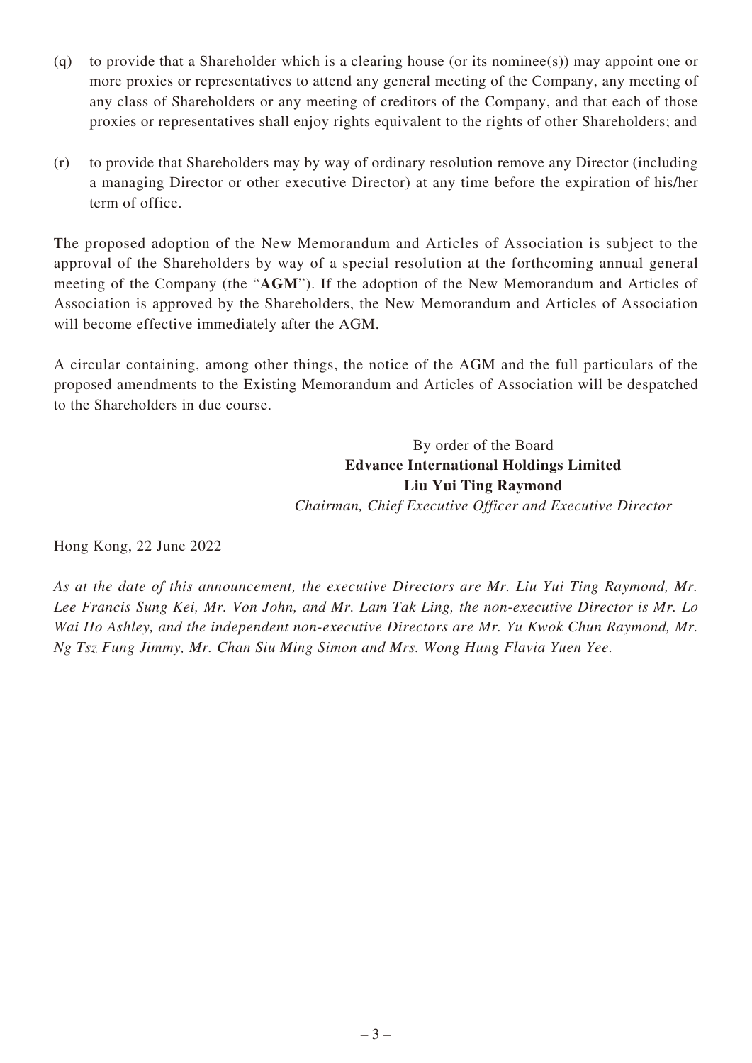(q) to provide that a Shareholder which is a clearing house (or its nominee(s)) may appoint one or more proxies or representatives to attend any general meeting of the Company, any meeting of any class of Shareholders or any meeting of creditors of the Company, and that each of those proxies or representatives shall enjoy rights equivalent to the rights of other Shareholders; and

(r) to provide that Shareholders may by way of ordinary resolution remove any Director (including a managing Director or other executive Director) at any time before the expiration of his/her term of office.

The proposed adoption of the New Memorandum and Articles of Association is subject to the approval of the Shareholders by way of a special resolution at the forthcoming annual general meeting of the Company (the "**AGM**"). If the adoption of the New Memorandum and Articles of Association is approved by the Shareholders, the New Memorandum and Articles of Association will become effective immediately after the AGM.

A circular containing, among other things, the notice of the AGM and the full particulars of the proposed amendments to the Existing Memorandum and Articles of Association will be despatched to the Shareholders in due course.

By order of the Board
**Edvance International Holdings Limited**
**Liu Yui Ting Raymond**
*Chairman, Chief Executive Officer and Executive Director*

Hong Kong, 22 June 2022

*As at the date of this announcement, the executive Directors are Mr. Liu Yui Ting Raymond, Mr. Lee Francis Sung Kei, Mr. Von John, and Mr. Lam Tak Ling, the non-executive Director is Mr. Lo Wai Ho Ashley, and the independent non-executive Directors are Mr. Yu Kwok Chun Raymond, Mr. Ng Tsz Fung Jimmy, Mr. Chan Siu Ming Simon and Mrs. Wong Hung Flavia Yuen Yee.*